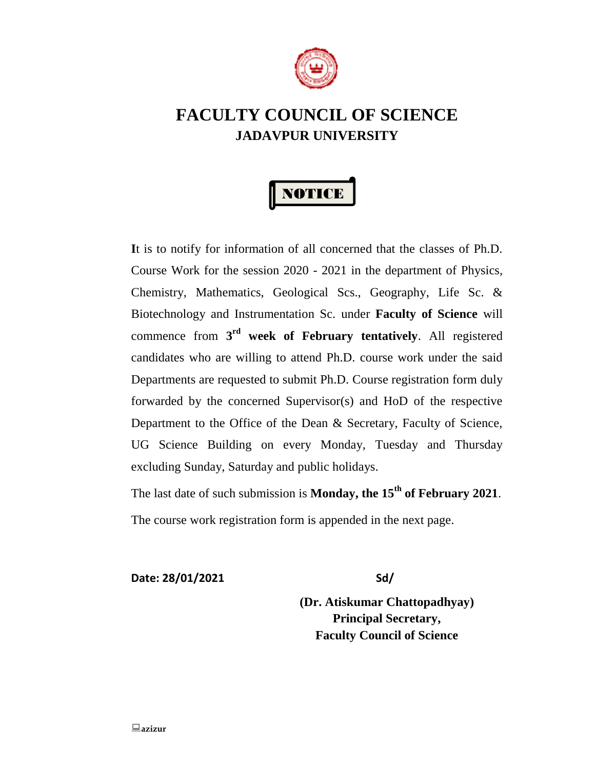# FACULTY COUNCIL OF SCIENCE

## JADAVPUR UNIVERSITY

**NOTICE**

**I**t is to notify for information of all concerned that the classes of Ph.D. Course Work for the session 2020 - 2021 in the department of Physics, Chemistry, Mathematics, Geological Scs., Geography, Life Sc. & Biotechnology and Instrumentation Sc. under **Faculty of Science** will commence from **3rd week of February tentatively**. All registered candidates who are willing to attend Ph.D. course work under the said Departments are requested to submit Ph.D. Course registration form duly forwarded by the concerned Supervisor(s) and HoD of the respective Department to the Office of the Dean & Secretary, Faculty of Science, UG Science Building on every Monday, Tuesday and Thursday excluding Sunday, Saturday and public holidays.

The last date of such submission is **Monday, the 15th of February 2021**.

The course work registration form is appended in the next page.

**Date: 28/01/2021**

**Sd/**

**(Dr. Atiskumar Chattopadhyay)**
**Principal Secretary,**
**Faculty Council of Science**

**azizur**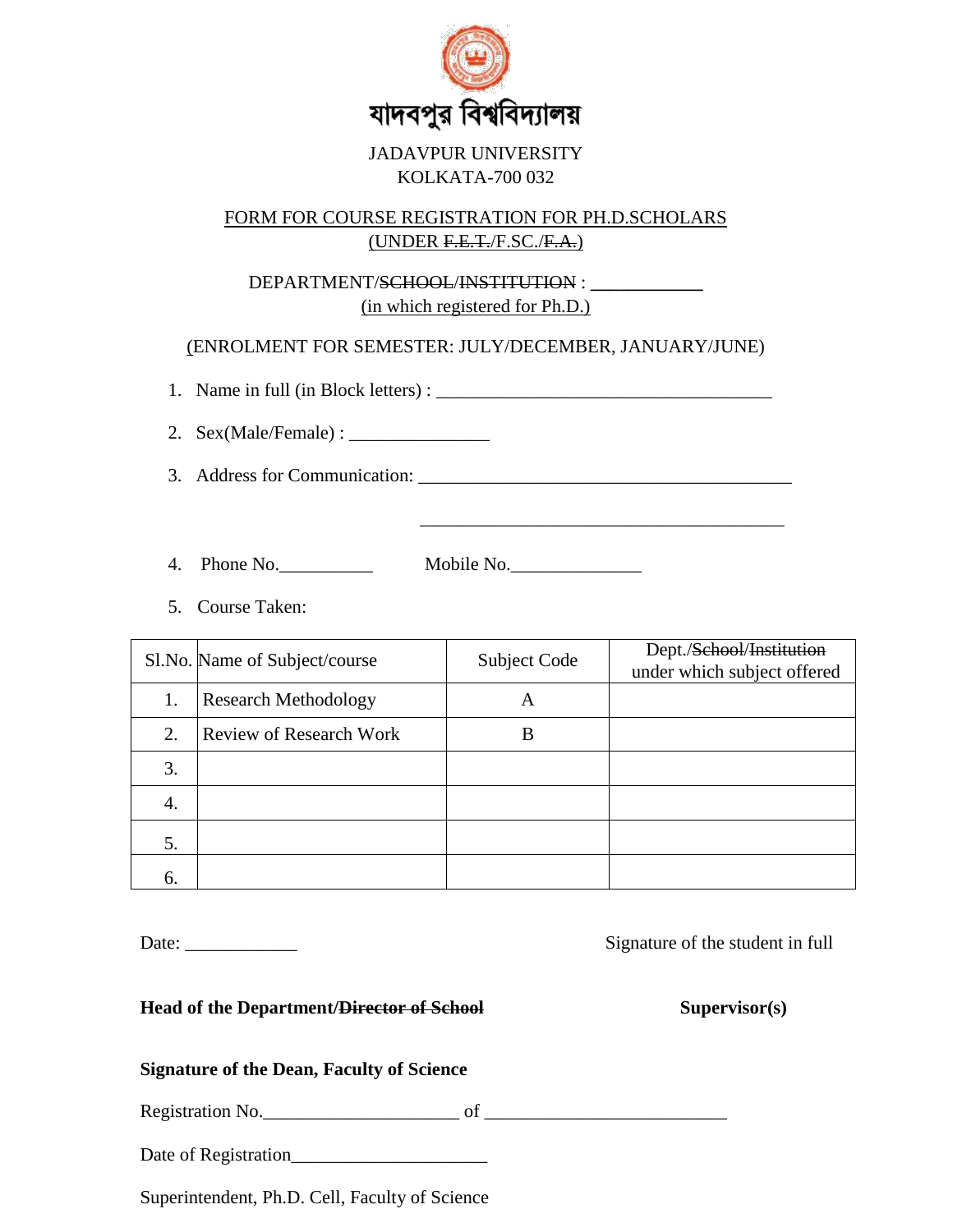যাদবপুর বিশ্ববিদ্যালয়

JADAVPUR UNIVERSITY
KOLKATA-700 032

FORM FOR COURSE REGISTRATION FOR PH.D.SCHOLARS
(UNDER ~~F.E.T.~~/F.SC./~~F.A.~~)

DEPARTMENT/~~SCHOOL~~/~~INSTITUTION~~ : ____________
(in which registered for Ph.D.)

(ENROLMENT FOR SEMESTER: JULY/DECEMBER, JANUARY/JUNE)

1. Name in full (in Block letters) : ____________________________________

2. Sex(Male/Female) : _______________

3. Address for Communication: ________________________________________

   ________________________________________

4. Phone No.__________ Mobile No.______________

5. Course Taken:

| Sl.No. | Name of Subject/course | Subject Code | Dept./~~School~~/~~Institution~~ under which subject offered |
|---|---|---|---|
| 1. | Research Methodology | A | |
| 2. | Review of Research Work | B | |
| 3. | | | |
| 4. | | | |
| 5. | | | |
| 6. | | | |

Date: ____________

Signature of the student in full

**Head of the Department/~~Director of School~~**

**Supervisor(s)**

**Signature of the Dean, Faculty of Science**

Registration No.____________________ of ________________________

Date of Registration____________________

Superintendent, Ph.D. Cell, Faculty of Science